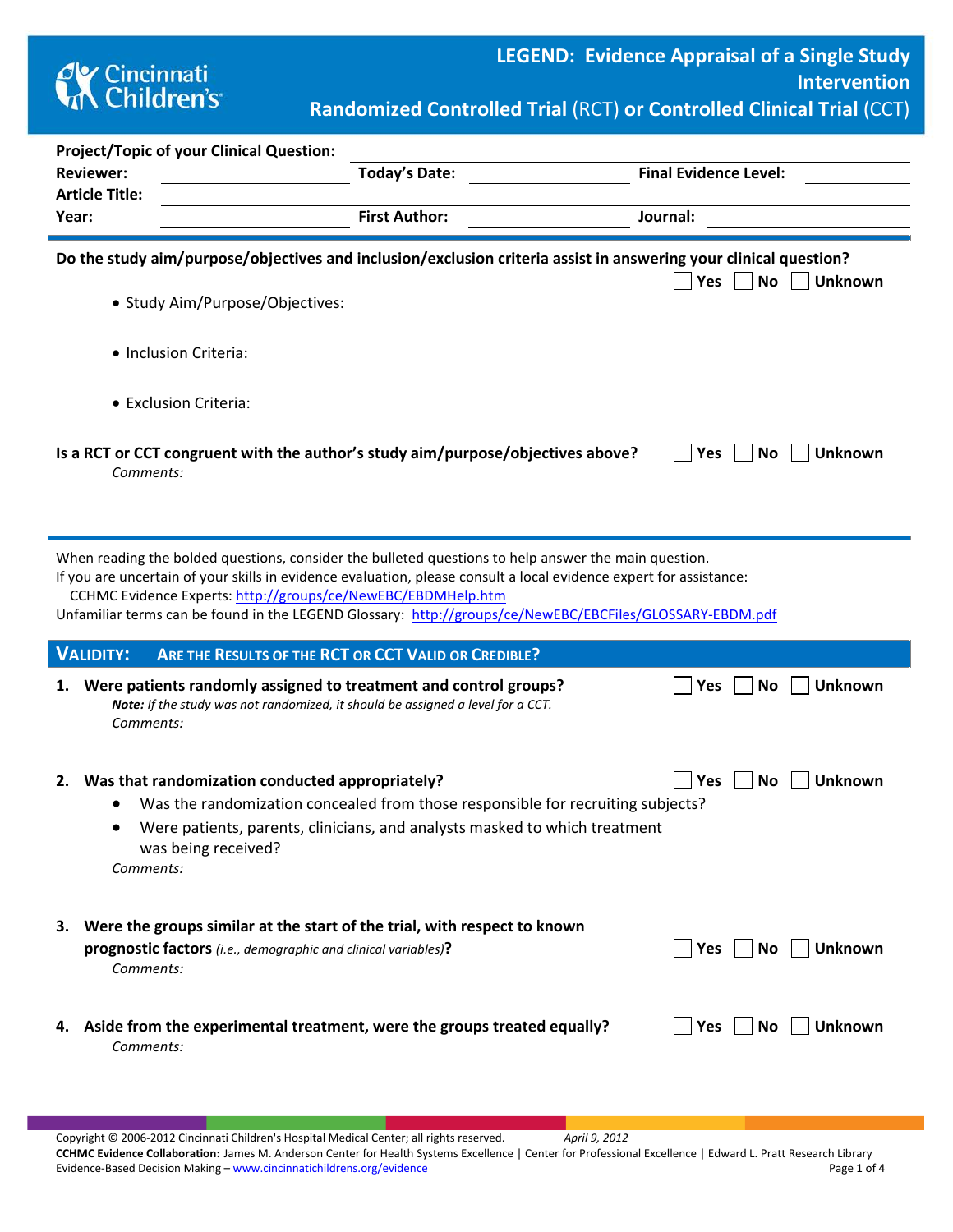Cincinnati Children's

# LEGEND: Evidence Appraisal of a Single Study Intervention

## Randomized Controlled Trial (RCT) or Controlled Clinical Trial (CCT)

**Project/Topic of your Clinical Question:** ______________________

**Reviewer:** ____________ **Today's Date:** ____________ **Final Evidence Level:** ____________

**Article Title:** ______________________

**Year:** ____________ **First Author:** ____________ **Journal:** ____________

---

**Do the study aim/purpose/objectives and inclusion/exclusion criteria assist in answering your clinical question?** ☐ Yes ☐ No ☐ Unknown

- Study Aim/Purpose/Objectives:
- Inclusion Criteria:
- Exclusion Criteria:

**Is a RCT or CCT congruent with the author's study aim/purpose/objectives above?** ☐ Yes ☐ No ☐ Unknown

*Comments:*

---

When reading the bolded questions, consider the bulleted questions to help answer the main question.
If you are uncertain of your skills in evidence evaluation, please consult a local evidence expert for assistance:
CCHMC Evidence Experts: http://groups/ce/NewEBC/EBDMHelp.htm
Unfamiliar terms can be found in the LEGEND Glossary: http://groups/ce/NewEBC/EBCFiles/GLOSSARY-EBDM.pdf

## VALIDITY: ARE THE RESULTS OF THE RCT OR CCT VALID OR CREDIBLE?

1. **Were patients randomly assigned to treatment and control groups?** ☐ Yes ☐ No ☐ Unknown
   ***Note:*** *If the study was not randomized, it should be assigned a level for a CCT.*
   *Comments:*

2. **Was that randomization conducted appropriately?** ☐ Yes ☐ No ☐ Unknown
   - Was the randomization concealed from those responsible for recruiting subjects?
   - Were patients, parents, clinicians, and analysts masked to which treatment was being received?

   *Comments:*

3. **Were the groups similar at the start of the trial, with respect to known prognostic factors** *(i.e., demographic and clinical variables)***?** ☐ Yes ☐ No ☐ Unknown
   *Comments:*

4. **Aside from the experimental treatment, were the groups treated equally?** ☐ Yes ☐ No ☐ Unknown
   *Comments:*

Copyright © 2006-2012 Cincinnati Children's Hospital Medical Center; all rights reserved. *April 9, 2012*
**CCHMC Evidence Collaboration:** James M. Anderson Center for Health Systems Excellence | Center for Professional Excellence | Edward L. Pratt Research Library
Evidence-Based Decision Making – www.cincinnatichildrens.org/evidence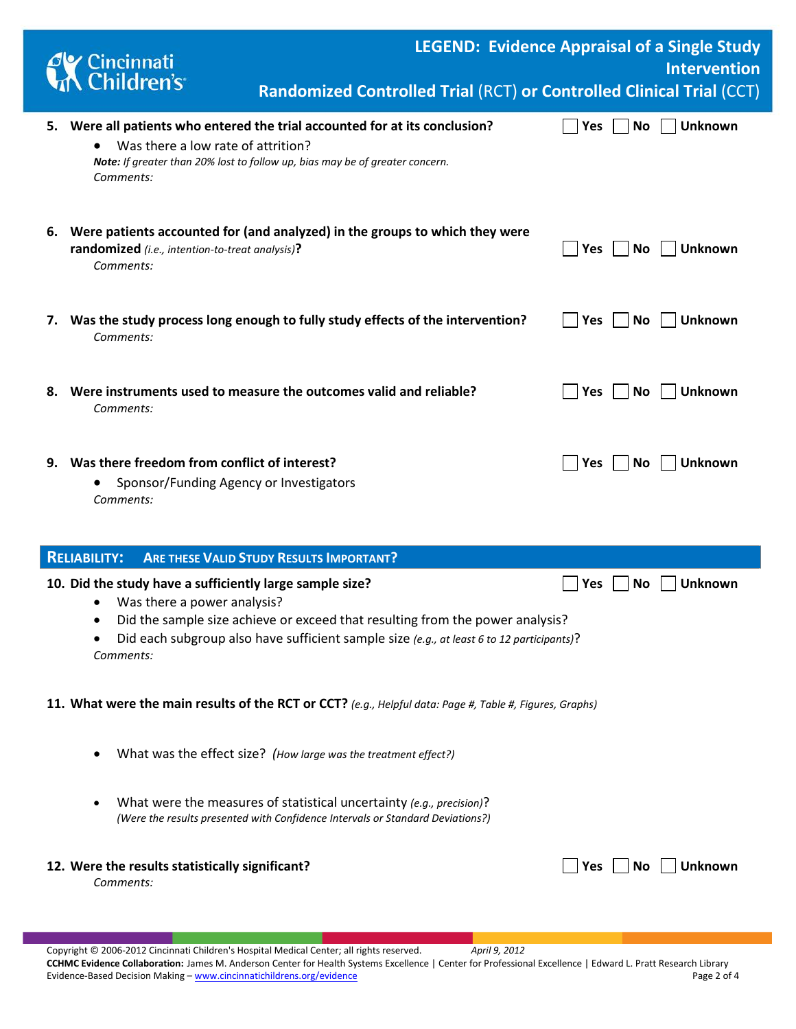**5. Were all patients who entered the trial accounted for at its conclusion?** ☐ Yes ☐ No ☐ Unknown

- Was there a low rate of attrition?

***Note:*** *If greater than 20% lost to follow up, bias may be of greater concern.*

*Comments:*

**6. Were patients accounted for (and analyzed) in the groups to which they were randomized** *(i.e., intention-to-treat analysis)***?** ☐ Yes ☐ No ☐ Unknown

*Comments:*

**7. Was the study process long enough to fully study effects of the intervention?** ☐ Yes ☐ No ☐ Unknown

*Comments:*

**8. Were instruments used to measure the outcomes valid and reliable?** ☐ Yes ☐ No ☐ Unknown

*Comments:*

**9. Was there freedom from conflict of interest?** ☐ Yes ☐ No ☐ Unknown

- Sponsor/Funding Agency or Investigators

*Comments:*

## RELIABILITY: ARE THESE VALID STUDY RESULTS IMPORTANT?

**10. Did the study have a sufficiently large sample size?** ☐ Yes ☐ No ☐ Unknown

- Was there a power analysis?
- Did the sample size achieve or exceed that resulting from the power analysis?
- Did each subgroup also have sufficient sample size *(e.g., at least 6 to 12 participants)*?

*Comments:*

**11. What were the main results of the RCT or CCT?** *(e.g., Helpful data: Page #, Table #, Figures, Graphs)*

- What was the effect size? *(How large was the treatment effect?)*

- What were the measures of statistical uncertainty *(e.g., precision)*?
  *(Were the results presented with Confidence Intervals or Standard Deviations?)*

**12. Were the results statistically significant?** ☐ Yes ☐ No ☐ Unknown

*Comments:*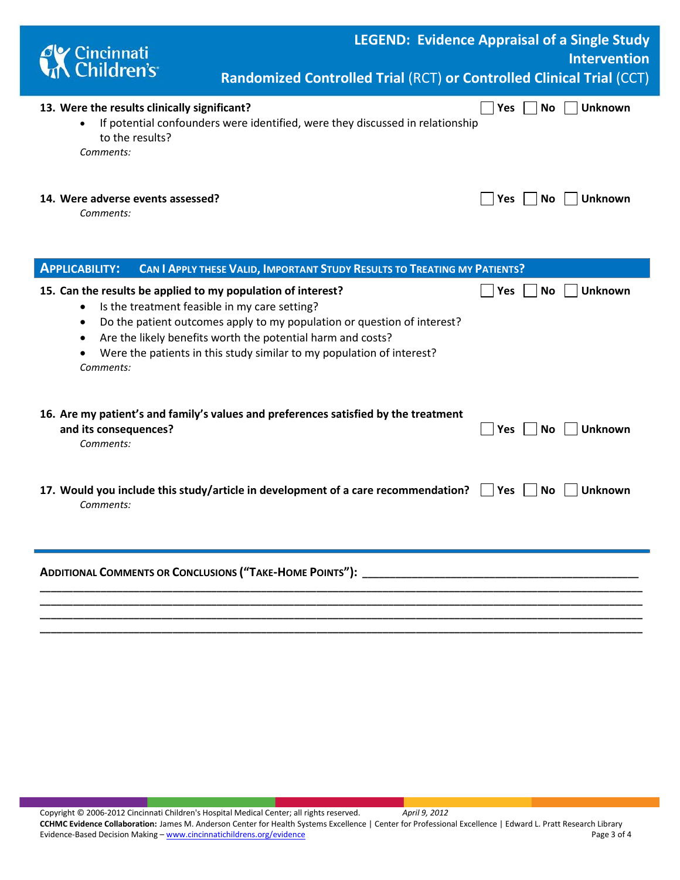**13. Were the results clinically significant?** ☐ Yes ☐ No ☐ Unknown

- If potential confounders were identified, were they discussed in relationship to the results?

*Comments:*

**14. Were adverse events assessed?** ☐ Yes ☐ No ☐ Unknown

*Comments:*

## APPLICABILITY: CAN I APPLY THESE VALID, IMPORTANT STUDY RESULTS TO TREATING MY PATIENTS?

**15. Can the results be applied to my population of interest?** ☐ Yes ☐ No ☐ Unknown

- Is the treatment feasible in my care setting?
- Do the patient outcomes apply to my population or question of interest?
- Are the likely benefits worth the potential harm and costs?
- Were the patients in this study similar to my population of interest?

*Comments:*

**16. Are my patient's and family's values and preferences satisfied by the treatment and its consequences?** ☐ Yes ☐ No ☐ Unknown

*Comments:*

**17. Would you include this study/article in development of a care recommendation?** ☐ Yes ☐ No ☐ Unknown

*Comments:*

**ADDITIONAL COMMENTS OR CONCLUSIONS ("TAKE-HOME POINTS"):** ____________________________________________

________________________________________________________________________________________

________________________________________________________________________________________

________________________________________________________________________________________

________________________________________________________________________________________

Copyright © 2006-2012 Cincinnati Children's Hospital Medical Center; all rights reserved. *April 9, 2012*

**CCHMC Evidence Collaboration:** James M. Anderson Center for Health Systems Excellence | Center for Professional Excellence | Edward L. Pratt Research Library

Evidence-Based Decision Making – www.cincinnatichildrens.org/evidence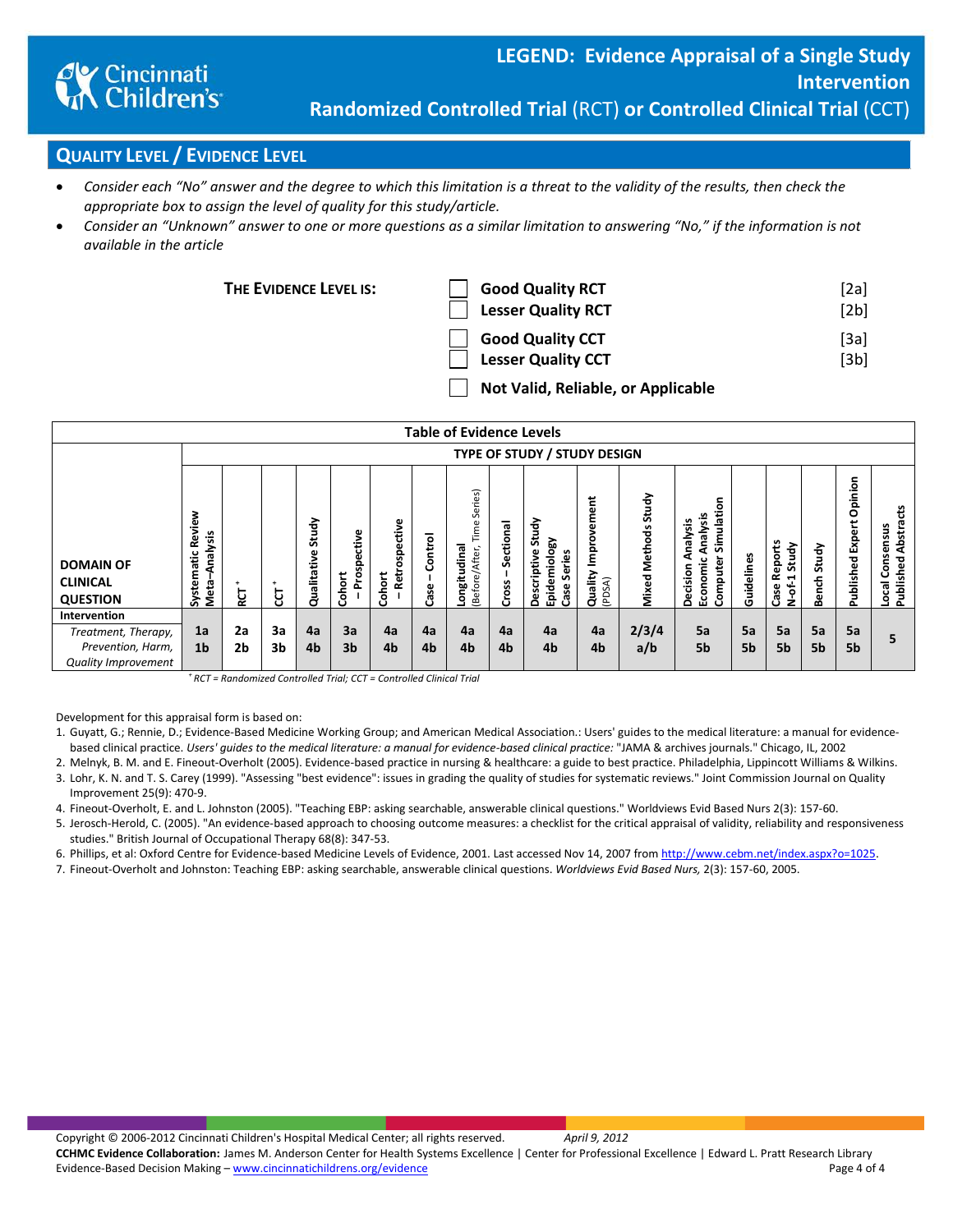# LEGEND: Evidence Appraisal of a Single Study Intervention

## Randomized Controlled Trial (RCT) or Controlled Clinical Trial (CCT)

## Quality Level / Evidence Level

- *Consider each "No" answer and the degree to which this limitation is a threat to the validity of the results, then check the appropriate box to assign the level of quality for this study/article.*
- *Consider an "Unknown" answer to one or more questions as a similar limitation to answering "No," if the information is not available in the article*

**The Evidence Level is:**

- ☐ **Good Quality RCT** [2a]
- ☐ **Lesser Quality RCT** [2b]
- ☐ **Good Quality CCT** [3a]
- ☐ **Lesser Quality CCT** [3b]
- ☐ **Not Valid, Reliable, or Applicable**

**Table of Evidence Levels**

| DOMAIN OF CLINICAL QUESTION | TYPE OF STUDY / STUDY DESIGN | | | | | | | | | | | | | | | | | | |
|---|---|---|---|---|---|---|---|---|---|---|---|---|---|---|---|---|---|---|---|
| | Systematic Review Meta–Analysis | RCT[+] | CCT[+] | Qualitative Study | Cohort – Prospective | Cohort – Retrospective | Case – Control | Longitudinal (Before/After, Time Series) | Cross – Sectional | Descriptive Study Epidemiology Case Series | Quality Improvement (PDSA) | Mixed Methods Study | Decision Analysis Economic Analysis Computer Simulation | Guidelines | Case Reports N-of-1 Study | Bench Study | Published Expert Opinion | Local Consensus Published Abstracts |
| **Intervention** | | | | | | | | | | | | | | | | | | | |
| *Treatment, Therapy, Prevention, Harm, Quality Improvement* | 1a 1b | 2a 2b | 3a 3b | 4a 4b | 3a 3b | 4a 4b | 4a 4b | 4a 4b | 4a 4b | 4a 4b | 4a 4b | 2/3/4 a/b | 5a 5b | 5a 5b | 5a 5b | 5a 5b | 5a 5b | 5 |

*[+] RCT = Randomized Controlled Trial; CCT = Controlled Clinical Trial*

Development for this appraisal form is based on:

1. Guyatt, G.; Rennie, D.; Evidence-Based Medicine Working Group; and American Medical Association.: Users' guides to the medical literature: a manual for evidence-based clinical practice. *Users' guides to the medical literature: a manual for evidence-based clinical practice*: "JAMA & archives journals." Chicago, IL, 2002
2. Melnyk, B. M. and E. Fineout-Overholt (2005). Evidence-based practice in nursing & healthcare: a guide to best practice. Philadelphia, Lippincott Williams & Wilkins.
3. Lohr, K. N. and T. S. Carey (1999). "Assessing "best evidence": issues in grading the quality of studies for systematic reviews." Joint Commission Journal on Quality Improvement 25(9): 470-9.
4. Fineout-Overholt, E. and L. Johnston (2005). "Teaching EBP: asking searchable, answerable clinical questions." Worldviews Evid Based Nurs 2(3): 157-60.
5. Jerosch-Herold, C. (2005). "An evidence-based approach to choosing outcome measures: a checklist for the critical appraisal of validity, reliability and responsiveness studies." British Journal of Occupational Therapy 68(8): 347-53.
6. Phillips, et al: Oxford Centre for Evidence-based Medicine Levels of Evidence, 2001. Last accessed Nov 14, 2007 from http://www.cebm.net/index.aspx?o=1025.
7. Fineout-Overholt and Johnston: Teaching EBP: asking searchable, answerable clinical questions. *Worldviews Evid Based Nurs,* 2(3): 157-60, 2005.

Copyright © 2006-2012 Cincinnati Children's Hospital Medical Center; all rights reserved. *April 9, 2012*

**CCHMC Evidence Collaboration:** James M. Anderson Center for Health Systems Excellence | Center for Professional Excellence | Edward L. Pratt Research Library

Evidence-Based Decision Making – www.cincinnatichildrens.org/evidence